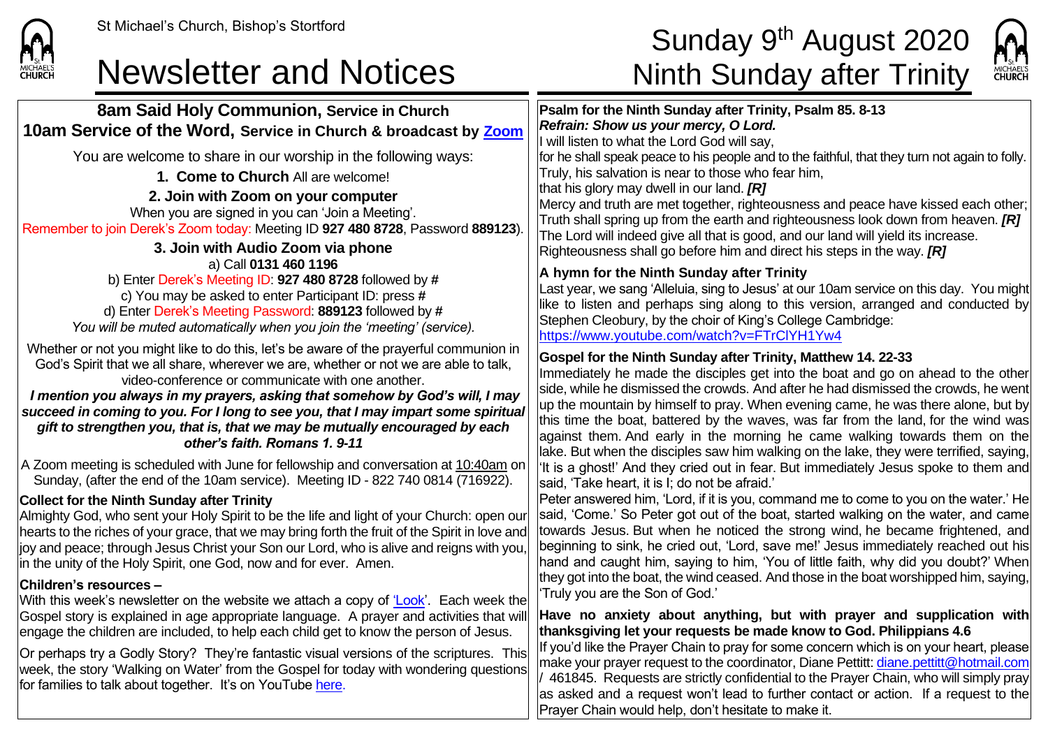St Michael's Church, Bishop's Stortford

# Newsletter and Notices

# Sunday 9th August 2020 Ninth Sunday after Trinity

## 8am Said Holy Communion, Service in Church
## 10am Service of the Word, Service in Church & broadcast by [Zoom]

You are welcome to share in our worship in the following ways:

**1. Come to Church** All are welcome!

**2. Join with Zoom on your computer**

When you are signed in you can 'Join a Meeting'.

Remember to join Derek's Zoom today: Meeting ID **927 480 8728**, Password **889123**).

**3. Join with Audio Zoom via phone**

a) Call **0131 460 1196**

b) Enter Derek's Meeting ID: **927 480 8728** followed by **#**

c) You may be asked to enter Participant ID: press **#**

d) Enter Derek's Meeting Password: **889123** followed by **#**

*You will be muted automatically when you join the 'meeting' (service).*

Whether or not you might like to do this, let's be aware of the prayerful communion in God's Spirit that we all share, wherever we are, whether or not we are able to talk, video-conference or communicate with one another.

***I mention you always in my prayers, asking that somehow by God's will, I may succeed in coming to you. For I long to see you, that I may impart some spiritual gift to strengthen you, that is, that we may be mutually encouraged by each other's faith. Romans 1. 9-11***

A Zoom meeting is scheduled with June for fellowship and conversation at 10:40am on Sunday, (after the end of the 10am service). Meeting ID - 822 740 0814 (716922).

**Collect for the Ninth Sunday after Trinity**

Almighty God, who sent your Holy Spirit to be the life and light of your Church: open our hearts to the riches of your grace, that we may bring forth the fruit of the Spirit in love and joy and peace; through Jesus Christ your Son our Lord, who is alive and reigns with you, in the unity of the Holy Spirit, one God, now and for ever. Amen.

**Children's resources –**

With this week's newsletter on the website we attach a copy of 'Look'. Each week the Gospel story is explained in age appropriate language. A prayer and activities that will engage the children are included, to help each child get to know the person of Jesus.

Or perhaps try a Godly Story? They're fantastic visual versions of the scriptures. This week, the story 'Walking on Water' from the Gospel for today with wondering questions for families to talk about together. It's on YouTube here.

**Psalm for the Ninth Sunday after Trinity, Psalm 85. 8-13**

***Refrain: Show us your mercy, O Lord.***

I will listen to what the Lord God will say,
for he shall speak peace to his people and to the faithful, that they turn not again to folly.
Truly, his salvation is near to those who fear him,
that his glory may dwell in our land. ***[R]***
Mercy and truth are met together, righteousness and peace have kissed each other;
Truth shall spring up from the earth and righteousness look down from heaven. ***[R]***
The Lord will indeed give all that is good, and our land will yield its increase.
Righteousness shall go before him and direct his steps in the way. ***[R]***

**A hymn for the Ninth Sunday after Trinity**

Last year, we sang 'Alleluia, sing to Jesus' at our 10am service on this day. You might like to listen and perhaps sing along to this version, arranged and conducted by Stephen Cleobury, by the choir of King's College Cambridge:
https://www.youtube.com/watch?v=FTrClYH1Yw4

**Gospel for the Ninth Sunday after Trinity, Matthew 14. 22-33**

Immediately he made the disciples get into the boat and go on ahead to the other side, while he dismissed the crowds. And after he had dismissed the crowds, he went up the mountain by himself to pray. When evening came, he was there alone, but by this time the boat, battered by the waves, was far from the land, for the wind was against them. And early in the morning he came walking towards them on the lake. But when the disciples saw him walking on the lake, they were terrified, saying, 'It is a ghost!' And they cried out in fear. But immediately Jesus spoke to them and said, 'Take heart, it is I; do not be afraid.'

Peter answered him, 'Lord, if it is you, command me to come to you on the water.' He said, 'Come.' So Peter got out of the boat, started walking on the water, and came towards Jesus. But when he noticed the strong wind, he became frightened, and beginning to sink, he cried out, 'Lord, save me!' Jesus immediately reached out his hand and caught him, saying to him, 'You of little faith, why did you doubt?' When they got into the boat, the wind ceased. And those in the boat worshipped him, saying, 'Truly you are the Son of God.'

**Have no anxiety about anything, but with prayer and supplication with thanksgiving let your requests be made know to God. Philippians 4.6**

If you'd like the Prayer Chain to pray for some concern which is on your heart, please make your prayer request to the coordinator, Diane Pettit: diane.pettitt@hotmail.com / 461845. Requests are strictly confidential to the Prayer Chain, who will simply pray as asked and a request won't lead to further contact or action. If a request to the Prayer Chain would help, don't hesitate to make it.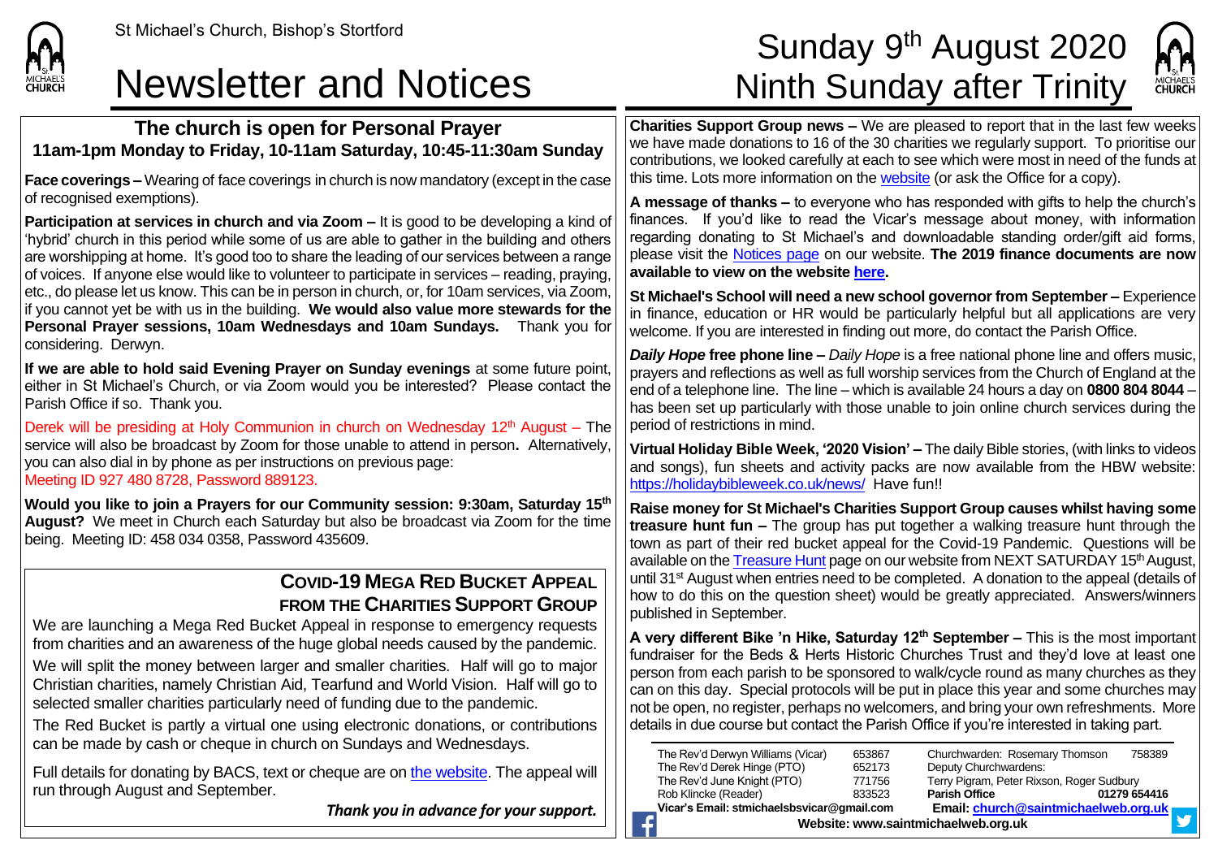St Michael's Church, Bishop's Stortford

# Newsletter and Notices

# Sunday 9th August 2020 Ninth Sunday after Trinity

## The church is open for Personal Prayer

### 11am-1pm Monday to Friday, 10-11am Saturday, 10:45-11:30am Sunday

**Face coverings –** Wearing of face coverings in church is now mandatory (except in the case of recognised exemptions).

**Participation at services in church and via Zoom –** It is good to be developing a kind of 'hybrid' church in this period while some of us are able to gather in the building and others are worshipping at home. It's good too to share the leading of our services between a range of voices. If anyone else would like to volunteer to participate in services – reading, praying, etc., do please let us know. This can be in person in church, or, for 10am services, via Zoom, if you cannot yet be with us in the building. **We would also value more stewards for the Personal Prayer sessions, 10am Wednesdays and 10am Sundays.** Thank you for considering. Derwyn.

**If we are able to hold said Evening Prayer on Sunday evenings** at some future point, either in St Michael's Church, or via Zoom would you be interested? Please contact the Parish Office if so. Thank you.

Derek will be presiding at Holy Communion in church on Wednesday 12th August – The service will also be broadcast by Zoom for those unable to attend in person**.** Alternatively, you can also dial in by phone as per instructions on previous page:
Meeting ID 927 480 8728, Password 889123.

**Would you like to join a Prayers for our Community session: 9:30am, Saturday 15th August?** We meet in Church each Saturday but also be broadcast via Zoom for the time being. Meeting ID: 458 034 0358, Password 435609.

## COVID-19 MEGA RED BUCKET APPEAL FROM THE CHARITIES SUPPORT GROUP

We are launching a Mega Red Bucket Appeal in response to emergency requests from charities and an awareness of the huge global needs caused by the pandemic.

We will split the money between larger and smaller charities. Half will go to major Christian charities, namely Christian Aid, Tearfund and World Vision. Half will go to selected smaller charities particularly need of funding due to the pandemic.

The Red Bucket is partly a virtual one using electronic donations, or contributions can be made by cash or cheque in church on Sundays and Wednesdays.

Full details for donating by BACS, text or cheque are on the website. The appeal will run through August and September.

***Thank you in advance for your support.***

**Charities Support Group news –** We are pleased to report that in the last few weeks we have made donations to 16 of the 30 charities we regularly support. To prioritise our contributions, we looked carefully at each to see which were most in need of the funds at this time. Lots more information on the website (or ask the Office for a copy).

**A message of thanks –** to everyone who has responded with gifts to help the church's finances. If you'd like to read the Vicar's message about money, with information regarding donating to St Michael's and downloadable standing order/gift aid forms, please visit the Notices page on our website. **The 2019 finance documents are now available to view on the website here.**

**St Michael's School will need a new school governor from September –** Experience in finance, education or HR would be particularly helpful but all applications are very welcome. If you are interested in finding out more, do contact the Parish Office.

***Daily Hope* free phone line –** *Daily Hope* is a free national phone line and offers music, prayers and reflections as well as full worship services from the Church of England at the end of a telephone line. The line – which is available 24 hours a day on **0800 804 8044** – has been set up particularly with those unable to join online church services during the period of restrictions in mind.

**Virtual Holiday Bible Week, '2020 Vision' –** The daily Bible stories, (with links to videos and songs), fun sheets and activity packs are now available from the HBW website: https://holidaybibleweek.co.uk/news/ Have fun!!

**Raise money for St Michael's Charities Support Group causes whilst having some treasure hunt fun –** The group has put together a walking treasure hunt through the town as part of their red bucket appeal for the Covid-19 Pandemic. Questions will be available on the Treasure Hunt page on our website from NEXT SATURDAY 15th August, until 31st August when entries need to be completed. A donation to the appeal (details of how to do this on the question sheet) would be greatly appreciated. Answers/winners published in September.

**A very different Bike 'n Hike, Saturday 12th September –** This is the most important fundraiser for the Beds & Herts Historic Churches Trust and they'd love at least one person from each parish to be sponsored to walk/cycle round as many churches as they can on this day. Special protocols will be put in place this year and some churches may not be open, no register, perhaps no welcomers, and bring your own refreshments. More details in due course but contact the Parish Office if you're interested in taking part.

| | | | |
|---|---|---|---|
| The Rev'd Derwyn Williams (Vicar) | 653867 | Churchwarden: Rosemary Thomson | 758389 |
| The Rev'd Derek Hinge (PTO) | 652173 | Deputy Churchwardens: | |
| The Rev'd June Knight (PTO) | 771756 | Terry Pigram, Peter Rixson, Roger Sudbury | |
| Rob Klincke (Reader) | 833523 | **Parish Office** | **01279 654416** |

**Vicar's Email: stmichaelsbsvicar@gmail.com** **Email: church@saintmichaelweb.org.uk**

**Website: www.saintmichaelweb.org.uk**